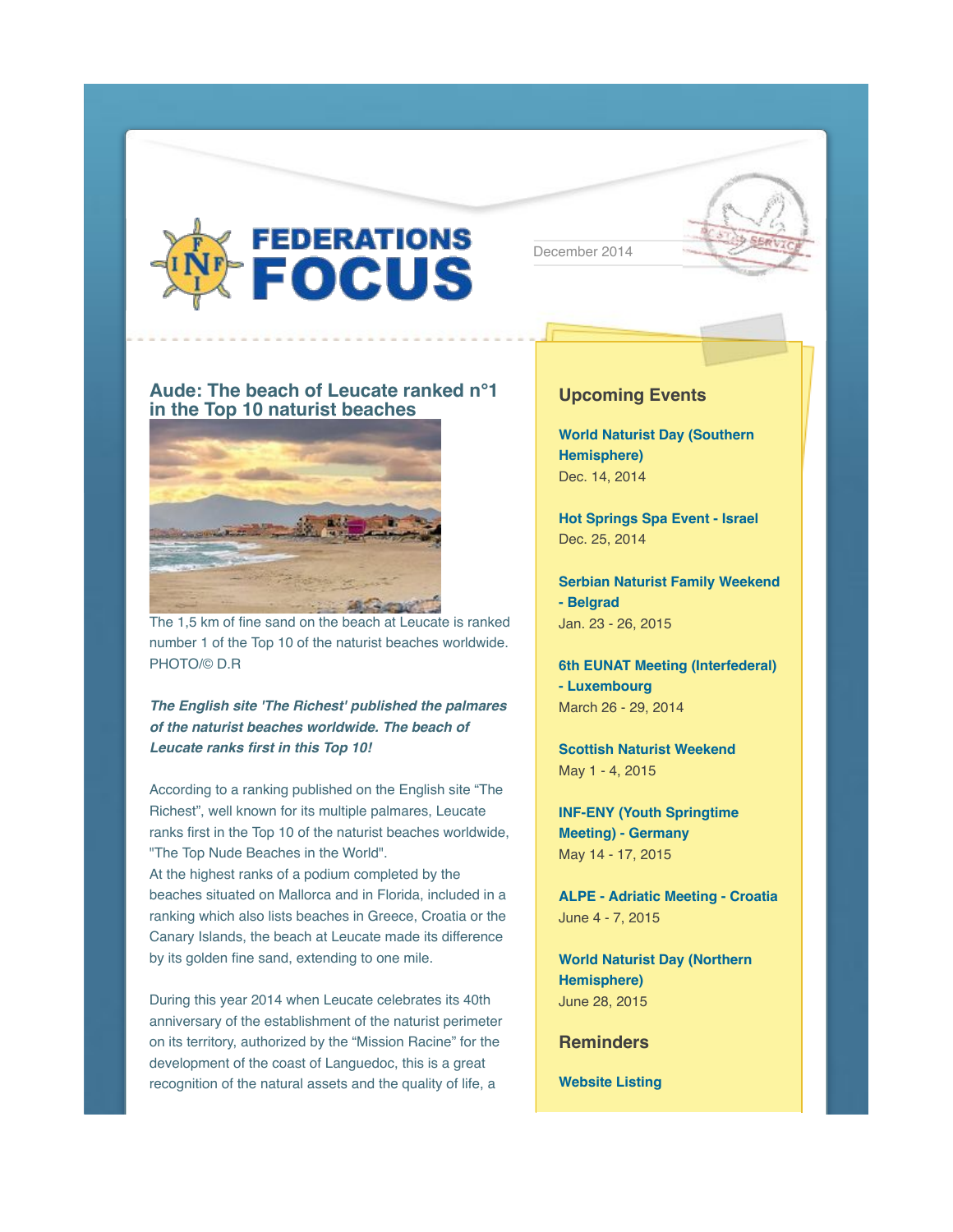# FEDERATIONS FOCUS

December 2014

## Aude: The beach of Leucate ranked n°1 in the Top 10 naturist beaches

The 1,5 km of fine sand on the beach at Leucate is ranked number 1 of the Top 10 of the naturist beaches worldwide. PHOTO/© D.R

***The English site 'The Richest' published the palmares of the naturist beaches worldwide. The beach of Leucate ranks first in this Top 10!***

According to a ranking published on the English site "The Richest", well known for its multiple palmares, Leucate ranks first in the Top 10 of the naturist beaches worldwide, "The Top Nude Beaches in the World".
At the highest ranks of a podium completed by the beaches situated on Mallorca and in Florida, included in a ranking which also lists beaches in Greece, Croatia or the Canary Islands, the beach at Leucate made its difference by its golden fine sand, extending to one mile.

During this year 2014 when Leucate celebrates its 40th anniversary of the establishment of the naturist perimeter on its territory, authorized by the "Mission Racine" for the development of the coast of Languedoc, this is a great recognition of the natural assets and the quality of life, a

## Upcoming Events

**World Naturist Day (Southern Hemisphere)**
Dec. 14, 2014

**Hot Springs Spa Event - Israel**
Dec. 25, 2014

**Serbian Naturist Family Weekend - Belgrad**
Jan. 23 - 26, 2015

**6th EUNAT Meeting (Interfederal) - Luxembourg**
March 26 - 29, 2014

**Scottish Naturist Weekend**
May 1 - 4, 2015

**INF-ENY (Youth Springtime Meeting) - Germany**
May 14 - 17, 2015

**ALPE - Adriatic Meeting - Croatia**
June 4 - 7, 2015

**World Naturist Day (Northern Hemisphere)**
June 28, 2015

## Reminders

**Website Listing**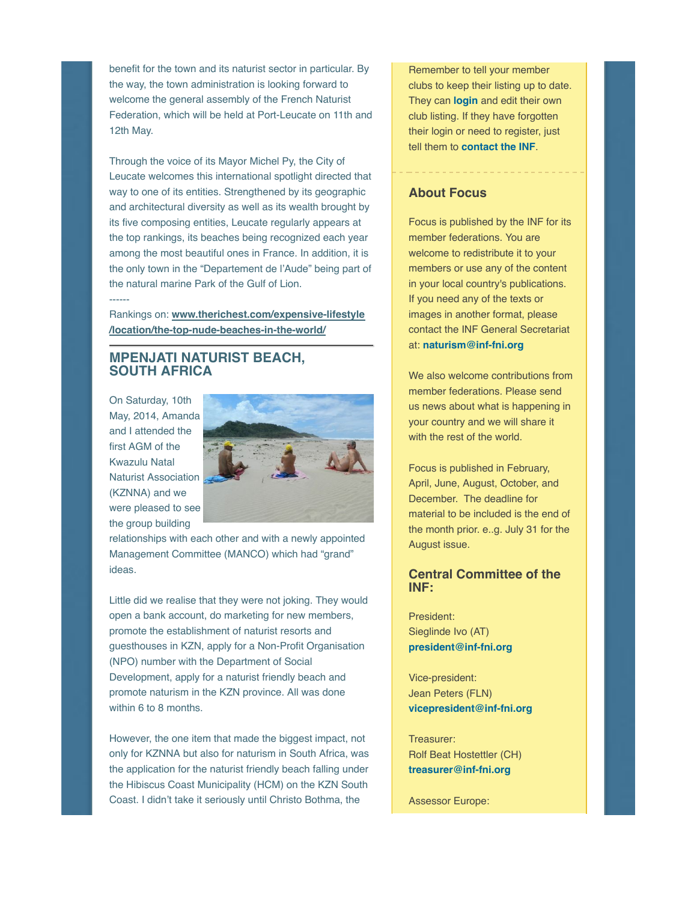benefit for the town and its naturist sector in particular. By the way, the town administration is looking forward to welcome the general assembly of the French Naturist Federation, which will be held at Port-Leucate on 11th and 12th May.

Through the voice of its Mayor Michel Py, the City of Leucate welcomes this international spotlight directed that way to one of its entities. Strengthened by its geographic and architectural diversity as well as its wealth brought by its five composing entities, Leucate regularly appears at the top rankings, its beaches being recognized each year among the most beautiful ones in France. In addition, it is the only town in the "Departement de l'Aude" being part of the natural marine Park of the Gulf of Lion.

------

Rankings on: **www.therichest.com/expensive-lifestyle/location/the-top-nude-beaches-in-the-world/**

## MPENJATI NATURIST BEACH, SOUTH AFRICA

On Saturday, 10th May, 2014, Amanda and I attended the first AGM of the Kwazulu Natal Naturist Association (KZNNA) and we were pleased to see the group building relationships with each other and with a newly appointed Management Committee (MANCO) which had "grand" ideas.

Little did we realise that they were not joking. They would open a bank account, do marketing for new members, promote the establishment of naturist resorts and guesthouses in KZN, apply for a Non-Profit Organisation (NPO) number with the Department of Social Development, apply for a naturist friendly beach and promote naturism in the KZN province. All was done within 6 to 8 months.

However, the one item that made the biggest impact, not only for KZNNA but also for naturism in South Africa, was the application for the naturist friendly beach falling under the Hibiscus Coast Municipality (HCM) on the KZN South Coast. I didn't take it seriously until Christo Bothma, the

Remember to tell your member clubs to keep their listing up to date. They can **login** and edit their own club listing. If they have forgotten their login or need to register, just tell them to **contact the INF**.

## About Focus

Focus is published by the INF for its member federations. You are welcome to redistribute it to your members or use any of the content in your local country's publications. If you need any of the texts or images in another format, please contact the INF General Secretariat at: **naturism@inf-fni.org**

We also welcome contributions from member federations. Please send us news about what is happening in your country and we will share it with the rest of the world.

Focus is published in February, April, June, August, October, and December. The deadline for material to be included is the end of the month prior. e..g. July 31 for the August issue.

## Central Committee of the INF:

President:
Sieglinde Ivo (AT)
**president@inf-fni.org**

Vice-president:
Jean Peters (FLN)
**vicepresident@inf-fni.org**

Treasurer:
Rolf Beat Hostettler (CH)
**treasurer@inf-fni.org**

Assessor Europe: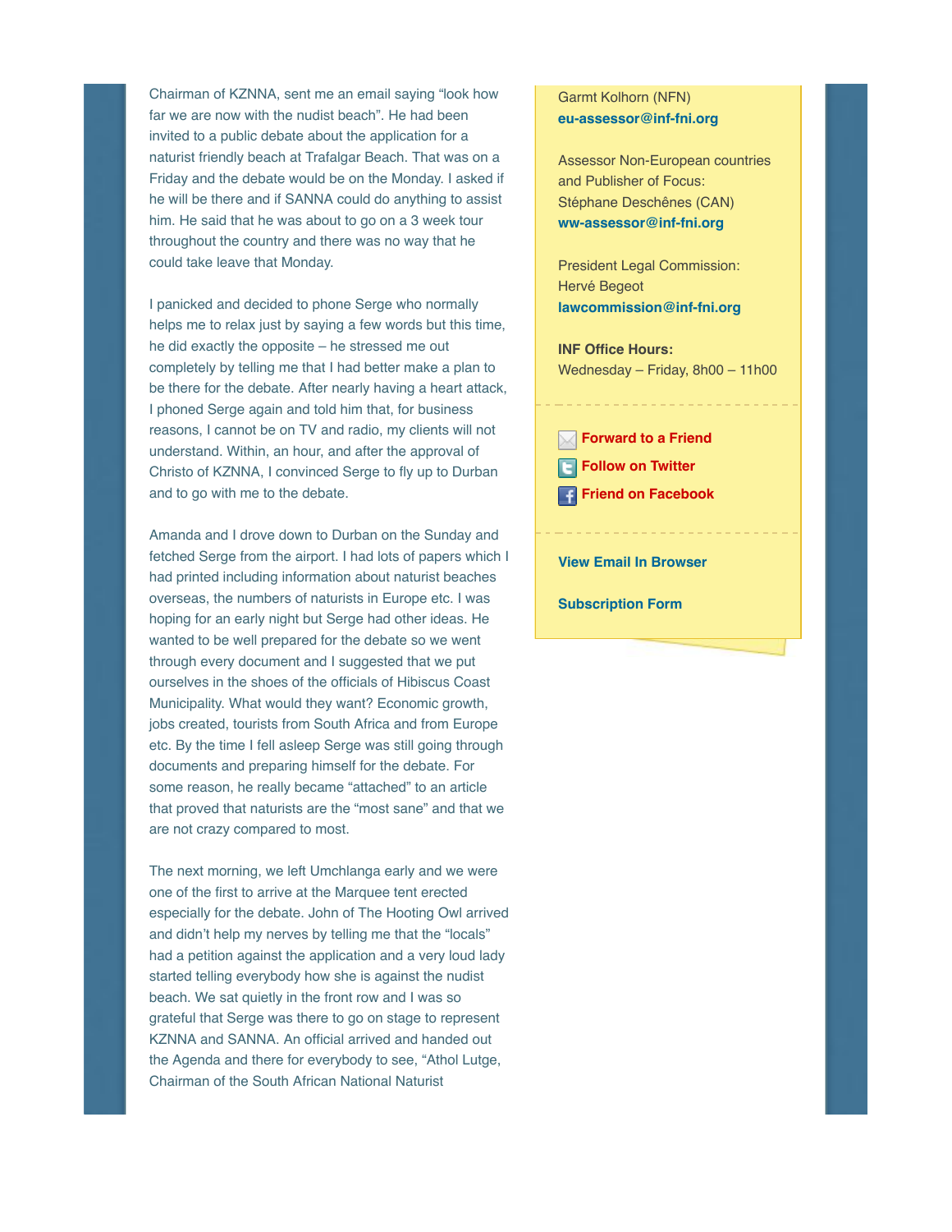Chairman of KZNNA, sent me an email saying “look how far we are now with the nudist beach”. He had been invited to a public debate about the application for a naturist friendly beach at Trafalgar Beach. That was on a Friday and the debate would be on the Monday. I asked if he will be there and if SANNA could do anything to assist him. He said that he was about to go on a 3 week tour throughout the country and there was no way that he could take leave that Monday.

I panicked and decided to phone Serge who normally helps me to relax just by saying a few words but this time, he did exactly the opposite – he stressed me out completely by telling me that I had better make a plan to be there for the debate. After nearly having a heart attack, I phoned Serge again and told him that, for business reasons, I cannot be on TV and radio, my clients will not understand. Within, an hour, and after the approval of Christo of KZNNA, I convinced Serge to fly up to Durban and to go with me to the debate.

Amanda and I drove down to Durban on the Sunday and fetched Serge from the airport. I had lots of papers which I had printed including information about naturist beaches overseas, the numbers of naturists in Europe etc. I was hoping for an early night but Serge had other ideas. He wanted to be well prepared for the debate so we went through every document and I suggested that we put ourselves in the shoes of the officials of Hibiscus Coast Municipality. What would they want? Economic growth, jobs created, tourists from South Africa and from Europe etc. By the time I fell asleep Serge was still going through documents and preparing himself for the debate. For some reason, he really became “attached” to an article that proved that naturists are the “most sane” and that we are not crazy compared to most.

The next morning, we left Umchlanga early and we were one of the first to arrive at the Marquee tent erected especially for the debate. John of The Hooting Owl arrived and didn’t help my nerves by telling me that the “locals” had a petition against the application and a very loud lady started telling everybody how she is against the nudist beach. We sat quietly in the front row and I was so grateful that Serge was there to go on stage to represent KZNNA and SANNA. An official arrived and handed out the Agenda and there for everybody to see, “Athol Lutge, Chairman of the South African National Naturist

Garmt Kolhorn (NFN)
**eu-assessor@inf-fni.org**

Assessor Non-European countries and Publisher of Focus:
Stéphane Deschênes (CAN)
**ww-assessor@inf-fni.org**

President Legal Commission:
Hervé Begeot
**lawcommission@inf-fni.org**

**INF Office Hours:**
Wednesday – Friday, 8h00 – 11h00

**Forward to a Friend**
**Follow on Twitter**
**Friend on Facebook**

**View Email In Browser**

**Subscription Form**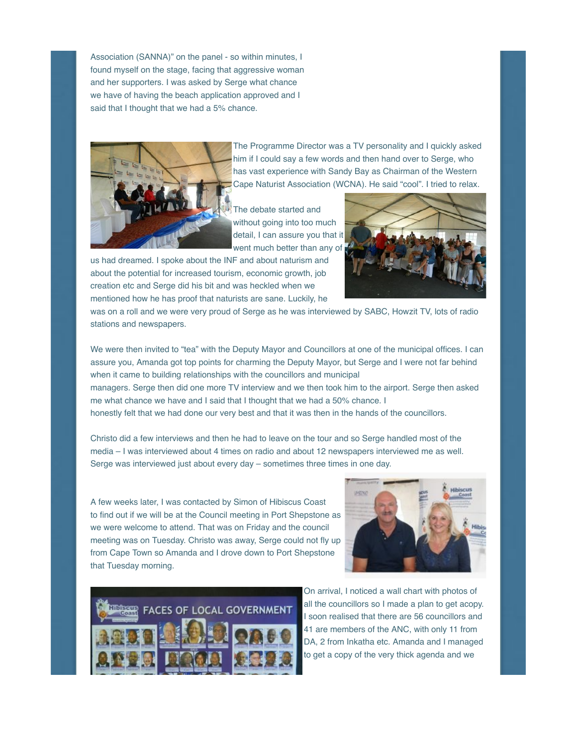Association (SANNA)" on the panel - so within minutes, I found myself on the stage, facing that aggressive woman and her supporters. I was asked by Serge what chance we have of having the beach application approved and I said that I thought that we had a 5% chance.

The Programme Director was a TV personality and I quickly asked him if I could say a few words and then hand over to Serge, who has vast experience with Sandy Bay as Chairman of the Western Cape Naturist Association (WCNA). He said "cool". I tried to relax.

The debate started and without going into too much detail, I can assure you that it went much better than any of us had dreamed. I spoke about the INF and about naturism and about the potential for increased tourism, economic growth, job creation etc and Serge did his bit and was heckled when we mentioned how he has proof that naturists are sane. Luckily, he was on a roll and we were very proud of Serge as he was interviewed by SABC, Howzit TV, lots of radio stations and newspapers.

We were then invited to "tea" with the Deputy Mayor and Councillors at one of the municipal offices. I can assure you, Amanda got top points for charming the Deputy Mayor, but Serge and I were not far behind when it came to building relationships with the councillors and municipal managers. Serge then did one more TV interview and we then took him to the airport. Serge then asked me what chance we have and I said that I thought that we had a 50% chance. I honestly felt that we had done our very best and that it was then in the hands of the councillors.

Christo did a few interviews and then he had to leave on the tour and so Serge handled most of the media – I was interviewed about 4 times on radio and about 12 newspapers interviewed me as well. Serge was interviewed just about every day – sometimes three times in one day.

A few weeks later, I was contacted by Simon of Hibiscus Coast to find out if we will be at the Council meeting in Port Shepstone as we were welcome to attend. That was on Friday and the council meeting was on Tuesday. Christo was away, Serge could not fly up from Cape Town so Amanda and I drove down to Port Shepstone that Tuesday morning.

On arrival, I noticed a wall chart with photos of all the councillors so I made a plan to get acopy. I soon realised that there are 56 councillors and 41 are members of the ANC, with only 11 from DA, 2 from Inkatha etc. Amanda and I managed to get a copy of the very thick agenda and we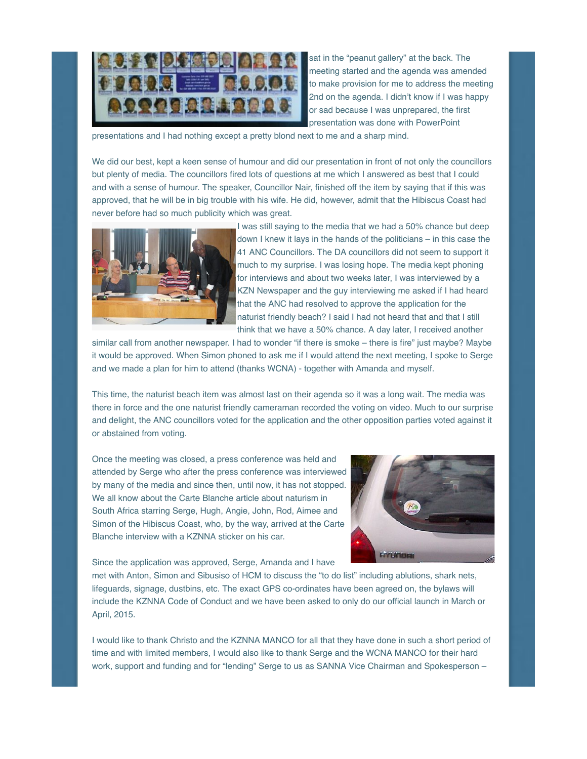sat in the "peanut gallery" at the back. The meeting started and the agenda was amended to make provision for me to address the meeting 2nd on the agenda. I didn't know if I was happy or sad because I was unprepared, the first presentation was done with PowerPoint presentations and I had nothing except a pretty blond next to me and a sharp mind.

We did our best, kept a keen sense of humour and did our presentation in front of not only the councillors but plenty of media. The councillors fired lots of questions at me which I answered as best that I could and with a sense of humour. The speaker, Councillor Nair, finished off the item by saying that if this was approved, that he will be in big trouble with his wife. He did, however, admit that the Hibiscus Coast had never before had so much publicity which was great.

I was still saying to the media that we had a 50% chance but deep down I knew it lays in the hands of the politicians – in this case the 41 ANC Councillors. The DA councillors did not seem to support it much to my surprise. I was losing hope. The media kept phoning for interviews and about two weeks later, I was interviewed by a KZN Newspaper and the guy interviewing me asked if I had heard that the ANC had resolved to approve the application for the naturist friendly beach? I said I had not heard that and that I still think that we have a 50% chance. A day later, I received another similar call from another newspaper. I had to wonder "if there is smoke – there is fire" just maybe? Maybe it would be approved. When Simon phoned to ask me if I would attend the next meeting, I spoke to Serge and we made a plan for him to attend (thanks WCNA) - together with Amanda and myself.

This time, the naturist beach item was almost last on their agenda so it was a long wait. The media was there in force and the one naturist friendly cameraman recorded the voting on video. Much to our surprise and delight, the ANC councillors voted for the application and the other opposition parties voted against it or abstained from voting.

Once the meeting was closed, a press conference was held and attended by Serge who after the press conference was interviewed by many of the media and since then, until now, it has not stopped. We all know about the Carte Blanche article about naturism in South Africa starring Serge, Hugh, Angie, John, Rod, Aimee and Simon of the Hibiscus Coast, who, by the way, arrived at the Carte Blanche interview with a KZNNA sticker on his car.

Since the application was approved, Serge, Amanda and I have met with Anton, Simon and Sibusiso of HCM to discuss the "to do list" including ablutions, shark nets, lifeguards, signage, dustbins, etc. The exact GPS co-ordinates have been agreed on, the bylaws will include the KZNNA Code of Conduct and we have been asked to only do our official launch in March or April, 2015.

I would like to thank Christo and the KZNNA MANCO for all that they have done in such a short period of time and with limited members, I would also like to thank Serge and the WCNA MANCO for their hard work, support and funding and for "lending" Serge to us as SANNA Vice Chairman and Spokesperson –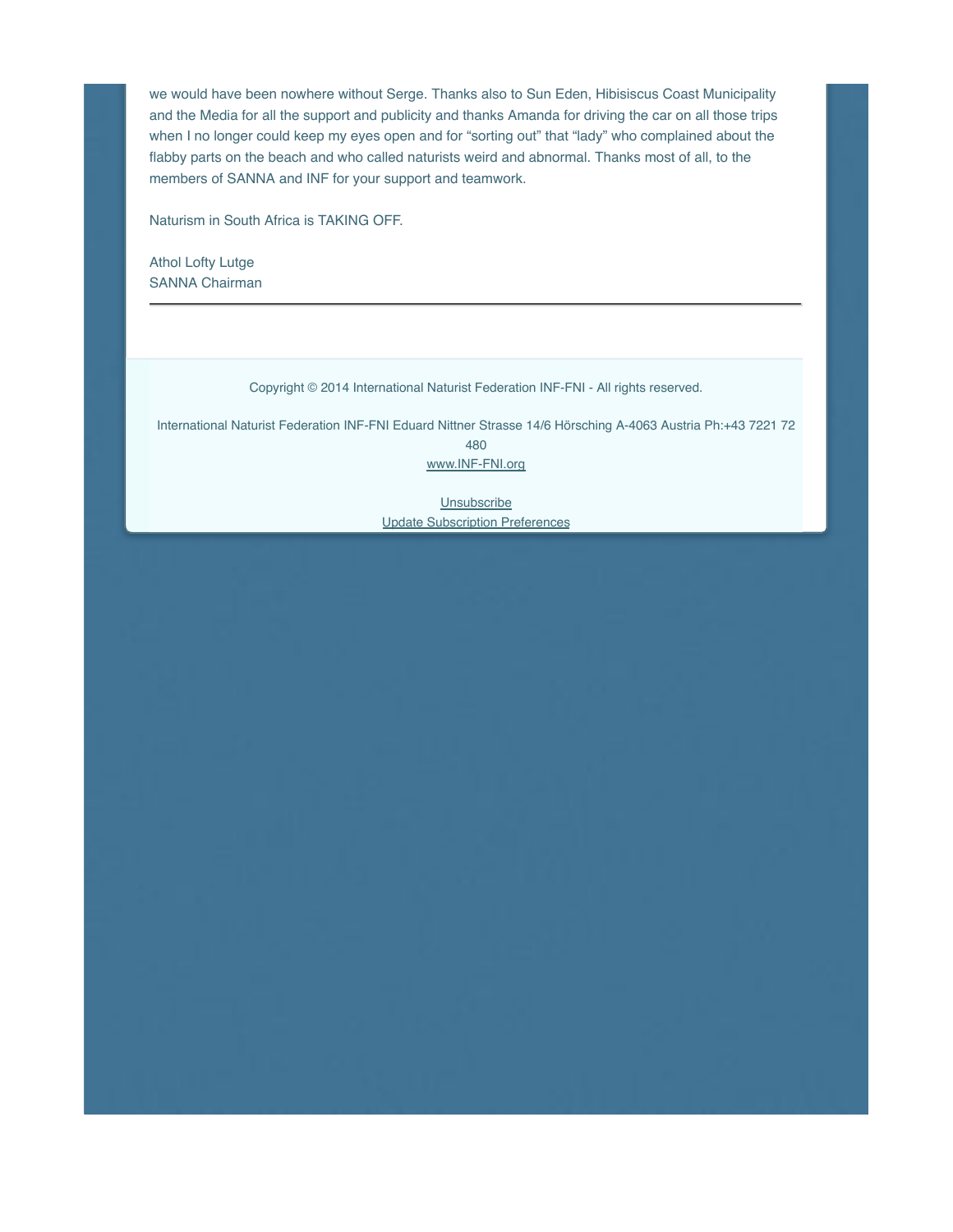we would have been nowhere without Serge. Thanks also to Sun Eden, Hibisiscus Coast Municipality and the Media for all the support and publicity and thanks Amanda for driving the car on all those trips when I no longer could keep my eyes open and for “sorting out” that “lady” who complained about the flabby parts on the beach and who called naturists weird and abnormal. Thanks most of all, to the members of SANNA and INF for your support and teamwork.

Naturism in South Africa is TAKING OFF.

Athol Lofty Lutge
SANNA Chairman

---

Copyright © 2014 International Naturist Federation INF-FNI - All rights reserved.

International Naturist Federation INF-FNI Eduard Nittner Strasse 14/6 Hörsching A-4063 Austria Ph:+43 7221 72 480
www.INF-FNI.org

Unsubscribe
Update Subscription Preferences